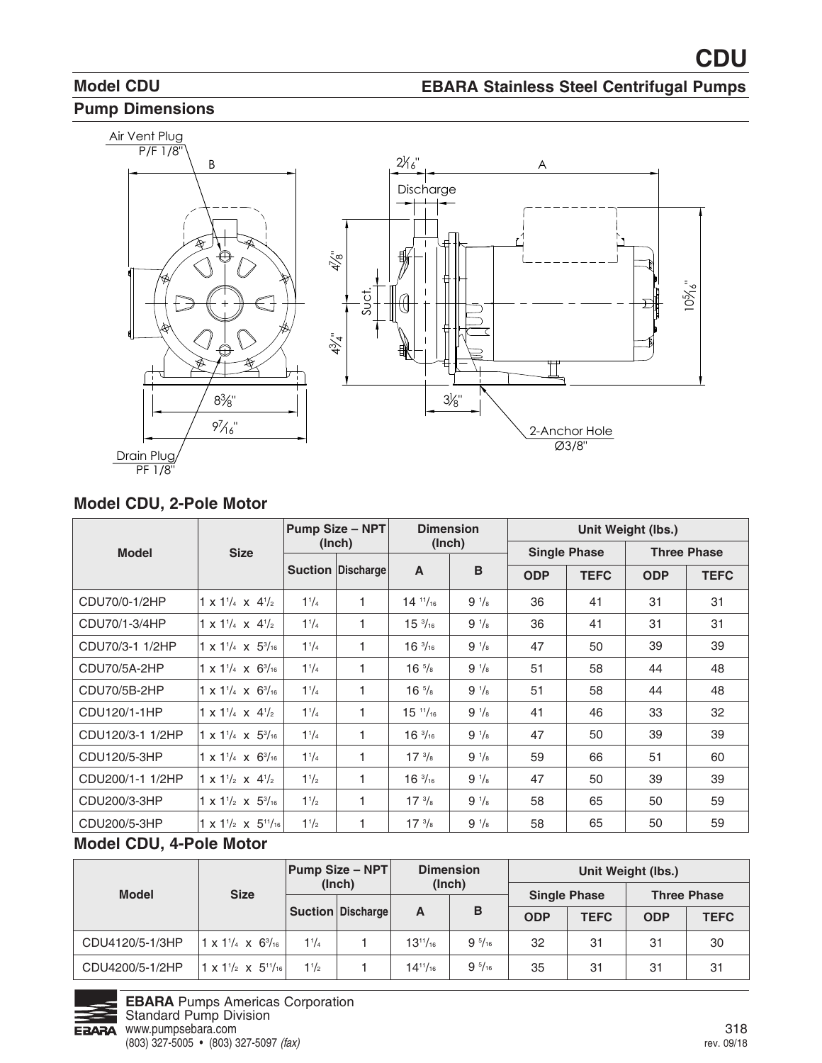# CDU

## Model CDU

## EBARA Stainless Steel Centrifugal Pumps

## Pump Dimensions

Air Vent Plug P/F 1/8"

Drain Plug PF 1/8"

2-Anchor Hole Ø3/8"

### Model CDU, 2-Pole Motor

| Model | Size | Pump Size – NPT (Inch) | | Dimension (Inch) | | Unit Weight (lbs.) | | | |
|---|---|---|---|---|---|---|---|---|---|
| | | | | | | Single Phase | | Three Phase | |
| | | Suction | Discharge | A | B | ODP | TEFC | ODP | TEFC |
| CDU70/0-1/2HP | 1 x 1$^{1}/_{4}$ x 4$^{1}/_{2}$ | 1$^{1}/_{4}$ | 1 | 14 $^{11}/_{16}$ | 9 $^{1}/_{8}$ | 36 | 41 | 31 | 31 |
| CDU70/1-3/4HP | 1 x 1$^{1}/_{4}$ x 4$^{1}/_{2}$ | 1$^{1}/_{4}$ | 1 | 15 $^{3}/_{16}$ | 9 $^{1}/_{8}$ | 36 | 41 | 31 | 31 |
| CDU70/3-1 1/2HP | 1 x 1$^{1}/_{4}$ x 5$^{3}/_{16}$ | 1$^{1}/_{4}$ | 1 | 16 $^{3}/_{16}$ | 9 $^{1}/_{8}$ | 47 | 50 | 39 | 39 |
| CDU70/5A-2HP | 1 x 1$^{1}/_{4}$ x 6$^{3}/_{16}$ | 1$^{1}/_{4}$ | 1 | 16 $^{5}/_{8}$ | 9 $^{1}/_{8}$ | 51 | 58 | 44 | 48 |
| CDU70/5B-2HP | 1 x 1$^{1}/_{4}$ x 6$^{3}/_{16}$ | 1$^{1}/_{4}$ | 1 | 16 $^{5}/_{8}$ | 9 $^{1}/_{8}$ | 51 | 58 | 44 | 48 |
| CDU120/1-1HP | 1 x 1$^{1}/_{4}$ x 4$^{1}/_{2}$ | 1$^{1}/_{4}$ | 1 | 15 $^{11}/_{16}$ | 9 $^{1}/_{8}$ | 41 | 46 | 33 | 32 |
| CDU120/3-1 1/2HP | 1 x 1$^{1}/_{4}$ x 5$^{3}/_{16}$ | 1$^{1}/_{4}$ | 1 | 16 $^{3}/_{16}$ | 9 $^{1}/_{8}$ | 47 | 50 | 39 | 39 |
| CDU120/5-3HP | 1 x 1$^{1}/_{4}$ x 6$^{3}/_{16}$ | 1$^{1}/_{4}$ | 1 | 17 $^{3}/_{8}$ | 9 $^{1}/_{8}$ | 59 | 66 | 51 | 60 |
| CDU200/1-1 1/2HP | 1 x 1$^{1}/_{2}$ x 4$^{1}/_{2}$ | 1$^{1}/_{2}$ | 1 | 16 $^{3}/_{16}$ | 9 $^{1}/_{8}$ | 47 | 50 | 39 | 39 |
| CDU200/3-3HP | 1 x 1$^{1}/_{2}$ x 5$^{3}/_{16}$ | 1$^{1}/_{2}$ | 1 | 17 $^{3}/_{8}$ | 9 $^{1}/_{8}$ | 58 | 65 | 50 | 59 |
| CDU200/5-3HP | 1 x 1$^{1}/_{2}$ x 5$^{11}/_{16}$ | 1$^{1}/_{2}$ | 1 | 17 $^{3}/_{8}$ | 9 $^{1}/_{8}$ | 58 | 65 | 50 | 59 |

### Model CDU, 4-Pole Motor

| Model | Size | Pump Size – NPT (Inch) | | Dimension (Inch) | | Unit Weight (lbs.) | | | |
|---|---|---|---|---|---|---|---|---|---|
| | | | | | | Single Phase | | Three Phase | |
| | | Suction | Discharge | A | B | ODP | TEFC | ODP | TEFC |
| CDU4120/5-1/3HP | 1 x 1$^{1}/_{4}$ x 6$^{3}/_{16}$ | 1$^{1}/_{4}$ | 1 | 13$^{11}/_{16}$ | 9 $^{5}/_{16}$ | 32 | 31 | 31 | 30 |
| CDU4200/5-1/2HP | 1 x 1$^{1}/_{2}$ x 5$^{11}/_{16}$ | 1$^{1}/_{2}$ | 1 | 14$^{11}/_{16}$ | 9 $^{5}/_{16}$ | 35 | 31 | 31 | 31 |

**EBARA** Pumps Americas Corporation
Standard Pump Division
www.pumpsebara.com
(803) 327-5005 • (803) 327-5097 *(fax)*

rev. 09/18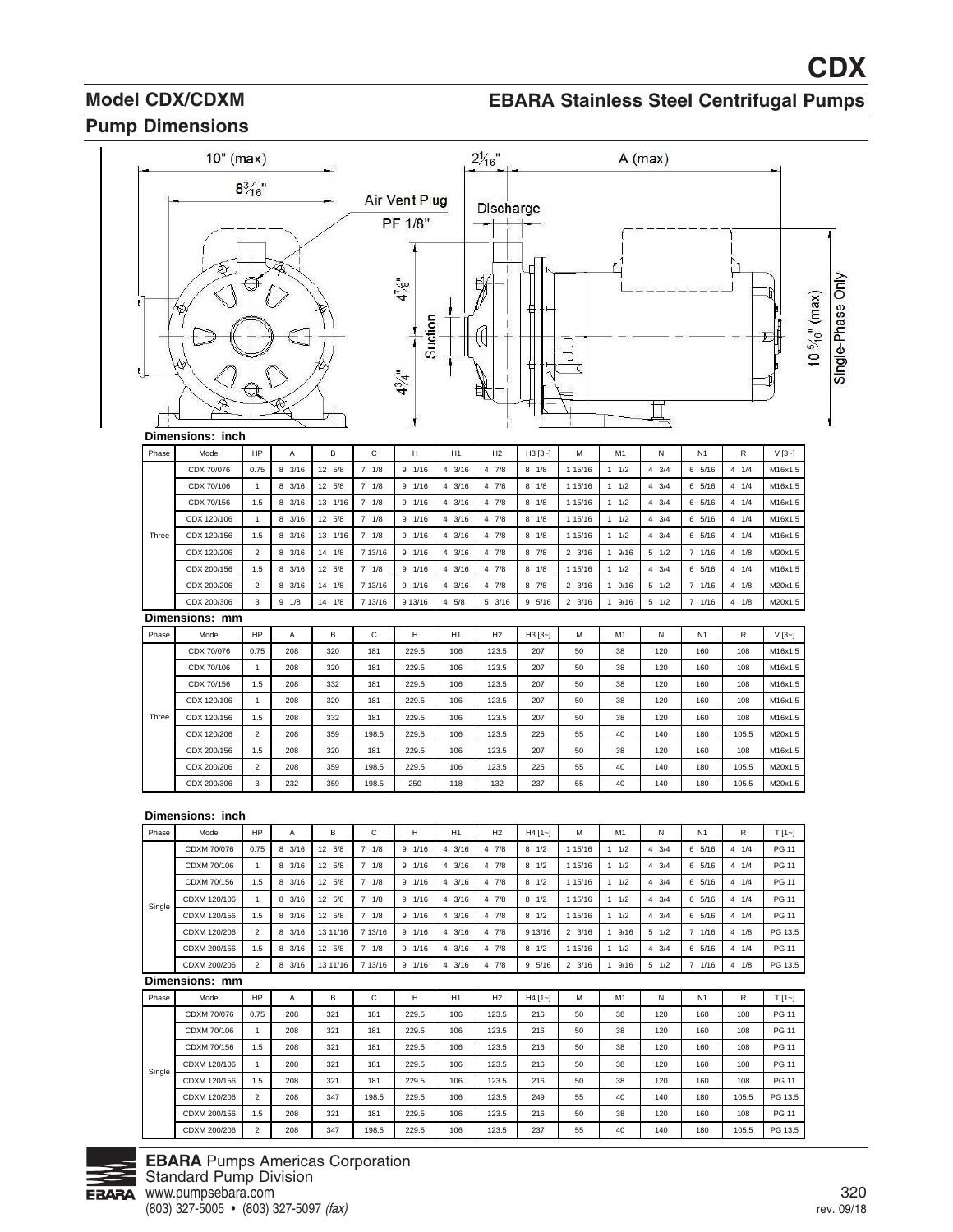# CDX

## Model CDX/CDXM

## EBARA Stainless Steel Centrifugal Pumps

## Pump Dimensions

10" (max)

8 3/16"

Air Vent Plug

PF 1/8"

2 1/16"

Discharge

A (max)

4 7/8"

Suction

4 3/4"

10 5/16" (max)

Single-Phase Only

**Dimensions: inch**

| Phase | Model | HP | A | B | C | H | H1 | H2 | H3 [3~] | M | M1 | N | N1 | R | V [3~] |
|---|---|---|---|---|---|---|---|---|---|---|---|---|---|---|---|
| Three | CDX 70/076 | 0.75 | 8 3/16 | 12 5/8 | 7 1/8 | 9 1/16 | 4 3/16 | 4 7/8 | 8 1/8 | 1 15/16 | 1 1/2 | 4 3/4 | 6 5/16 | 4 1/4 | M16x1.5 |
| | CDX 70/106 | 1 | 8 3/16 | 12 5/8 | 7 1/8 | 9 1/16 | 4 3/16 | 4 7/8 | 8 1/8 | 1 15/16 | 1 1/2 | 4 3/4 | 6 5/16 | 4 1/4 | M16x1.5 |
| | CDX 70/156 | 1.5 | 8 3/16 | 13 1/16 | 7 1/8 | 9 1/16 | 4 3/16 | 4 7/8 | 8 1/8 | 1 15/16 | 1 1/2 | 4 3/4 | 6 5/16 | 4 1/4 | M16x1.5 |
| | CDX 120/106 | 1 | 8 3/16 | 12 5/8 | 7 1/8 | 9 1/16 | 4 3/16 | 4 7/8 | 8 1/8 | 1 15/16 | 1 1/2 | 4 3/4 | 6 5/16 | 4 1/4 | M16x1.5 |
| | CDX 120/156 | 1.5 | 8 3/16 | 13 1/16 | 7 1/8 | 9 1/16 | 4 3/16 | 4 7/8 | 8 1/8 | 1 15/16 | 1 1/2 | 4 3/4 | 6 5/16 | 4 1/4 | M16x1.5 |
| | CDX 120/206 | 2 | 8 3/16 | 14 1/8 | 7 13/16 | 9 1/16 | 4 3/16 | 4 7/8 | 8 7/8 | 2 3/16 | 1 9/16 | 5 1/2 | 7 1/16 | 4 1/8 | M20x1.5 |
| | CDX 200/156 | 1.5 | 8 3/16 | 12 5/8 | 7 1/8 | 9 1/16 | 4 3/16 | 4 7/8 | 8 1/8 | 1 15/16 | 1 1/2 | 4 3/4 | 6 5/16 | 4 1/4 | M16x1.5 |
| | CDX 200/206 | 2 | 8 3/16 | 14 1/8 | 7 13/16 | 9 1/16 | 4 3/16 | 4 7/8 | 8 7/8 | 2 3/16 | 1 9/16 | 5 1/2 | 7 1/16 | 4 1/8 | M20x1.5 |
| | CDX 200/306 | 3 | 9 1/8 | 14 1/8 | 7 13/16 | 9 13/16 | 4 5/8 | 5 3/16 | 9 5/16 | 2 3/16 | 1 9/16 | 5 1/2 | 7 1/16 | 4 1/8 | M20x1.5 |

**Dimensions: mm**

| Phase | Model | HP | A | B | C | H | H1 | H2 | H3 [3~] | M | M1 | N | N1 | R | V [3~] |
|---|---|---|---|---|---|---|---|---|---|---|---|---|---|---|---|
| Three | CDX 70/076 | 0.75 | 208 | 320 | 181 | 229.5 | 106 | 123.5 | 207 | 50 | 38 | 120 | 160 | 108 | M16x1.5 |
| | CDX 70/106 | 1 | 208 | 320 | 181 | 229.5 | 106 | 123.5 | 207 | 50 | 38 | 120 | 160 | 108 | M16x1.5 |
| | CDX 70/156 | 1.5 | 208 | 332 | 181 | 229.5 | 106 | 123.5 | 207 | 50 | 38 | 120 | 160 | 108 | M16x1.5 |
| | CDX 120/106 | 1 | 208 | 320 | 181 | 229.5 | 106 | 123.5 | 207 | 50 | 38 | 120 | 160 | 108 | M16x1.5 |
| | CDX 120/156 | 1.5 | 208 | 332 | 181 | 229.5 | 106 | 123.5 | 207 | 50 | 38 | 120 | 160 | 108 | M16x1.5 |
| | CDX 120/206 | 2 | 208 | 359 | 198.5 | 229.5 | 106 | 123.5 | 225 | 55 | 40 | 140 | 180 | 105.5 | M20x1.5 |
| | CDX 200/156 | 1.5 | 208 | 320 | 181 | 229.5 | 106 | 123.5 | 207 | 50 | 38 | 120 | 160 | 108 | M16x1.5 |
| | CDX 200/206 | 2 | 208 | 359 | 198.5 | 229.5 | 106 | 123.5 | 225 | 55 | 40 | 140 | 180 | 105.5 | M20x1.5 |
| | CDX 200/306 | 3 | 232 | 359 | 198.5 | 250 | 118 | 132 | 237 | 55 | 40 | 140 | 180 | 105.5 | M20x1.5 |

**Dimensions: inch**

| Phase | Model | HP | A | B | C | H | H1 | H2 | H4 [1~] | M | M1 | N | N1 | R | T [1~] |
|---|---|---|---|---|---|---|---|---|---|---|---|---|---|---|---|
| Single | CDXM 70/076 | 0.75 | 8 3/16 | 12 5/8 | 7 1/8 | 9 1/16 | 4 3/16 | 4 7/8 | 8 1/2 | 1 15/16 | 1 1/2 | 4 3/4 | 6 5/16 | 4 1/4 | PG 11 |
| | CDXM 70/106 | 1 | 8 3/16 | 12 5/8 | 7 1/8 | 9 1/16 | 4 3/16 | 4 7/8 | 8 1/2 | 1 15/16 | 1 1/2 | 4 3/4 | 6 5/16 | 4 1/4 | PG 11 |
| | CDXM 70/156 | 1.5 | 8 3/16 | 12 5/8 | 7 1/8 | 9 1/16 | 4 3/16 | 4 7/8 | 8 1/2 | 1 15/16 | 1 1/2 | 4 3/4 | 6 5/16 | 4 1/4 | PG 11 |
| | CDXM 120/106 | 1 | 8 3/16 | 12 5/8 | 7 1/8 | 9 1/16 | 4 3/16 | 4 7/8 | 8 1/2 | 1 15/16 | 1 1/2 | 4 3/4 | 6 5/16 | 4 1/4 | PG 11 |
| | CDXM 120/156 | 1.5 | 8 3/16 | 12 5/8 | 7 1/8 | 9 1/16 | 4 3/16 | 4 7/8 | 8 1/2 | 1 15/16 | 1 1/2 | 4 3/4 | 6 5/16 | 4 1/4 | PG 11 |
| | CDXM 120/206 | 2 | 8 3/16 | 13 11/16 | 7 13/16 | 9 1/16 | 4 3/16 | 4 7/8 | 9 13/16 | 2 3/16 | 1 9/16 | 5 1/2 | 7 1/16 | 4 1/8 | PG 13.5 |
| | CDXM 200/156 | 1.5 | 8 3/16 | 12 5/8 | 7 1/8 | 9 1/16 | 4 3/16 | 4 7/8 | 8 1/2 | 1 15/16 | 1 1/2 | 4 3/4 | 6 5/16 | 4 1/4 | PG 11 |
| | CDXM 200/206 | 2 | 8 3/16 | 13 11/16 | 7 13/16 | 9 1/16 | 4 3/16 | 4 7/8 | 9 5/16 | 2 3/16 | 1 9/16 | 5 1/2 | 7 1/16 | 4 1/8 | PG 13.5 |

**Dimensions: mm**

| Phase | Model | HP | A | B | C | H | H1 | H2 | H4 [1~] | M | M1 | N | N1 | R | T [1~] |
|---|---|---|---|---|---|---|---|---|---|---|---|---|---|---|---|
| Single | CDXM 70/076 | 0.75 | 208 | 321 | 181 | 229.5 | 106 | 123.5 | 216 | 50 | 38 | 120 | 160 | 108 | PG 11 |
| | CDXM 70/106 | 1 | 208 | 321 | 181 | 229.5 | 106 | 123.5 | 216 | 50 | 38 | 120 | 160 | 108 | PG 11 |
| | CDXM 70/156 | 1.5 | 208 | 321 | 181 | 229.5 | 106 | 123.5 | 216 | 50 | 38 | 120 | 160 | 108 | PG 11 |
| | CDXM 120/106 | 1 | 208 | 321 | 181 | 229.5 | 106 | 123.5 | 216 | 50 | 38 | 120 | 160 | 108 | PG 11 |
| | CDXM 120/156 | 1.5 | 208 | 321 | 181 | 229.5 | 106 | 123.5 | 216 | 50 | 38 | 120 | 160 | 108 | PG 11 |
| | CDXM 120/206 | 2 | 208 | 347 | 198.5 | 229.5 | 106 | 123.5 | 249 | 55 | 40 | 140 | 180 | 105.5 | PG 13.5 |
| | CDXM 200/156 | 1.5 | 208 | 321 | 181 | 229.5 | 106 | 123.5 | 216 | 50 | 38 | 120 | 160 | 108 | PG 11 |
| | CDXM 200/206 | 2 | 208 | 347 | 198.5 | 229.5 | 106 | 123.5 | 237 | 55 | 40 | 140 | 180 | 105.5 | PG 13.5 |

**EBARA** Pumps Americas Corporation
Standard Pump Division
www.pumpsebara.com
(803) 327-5005 • (803) 327-5097 *(fax)*

rev. 09/18